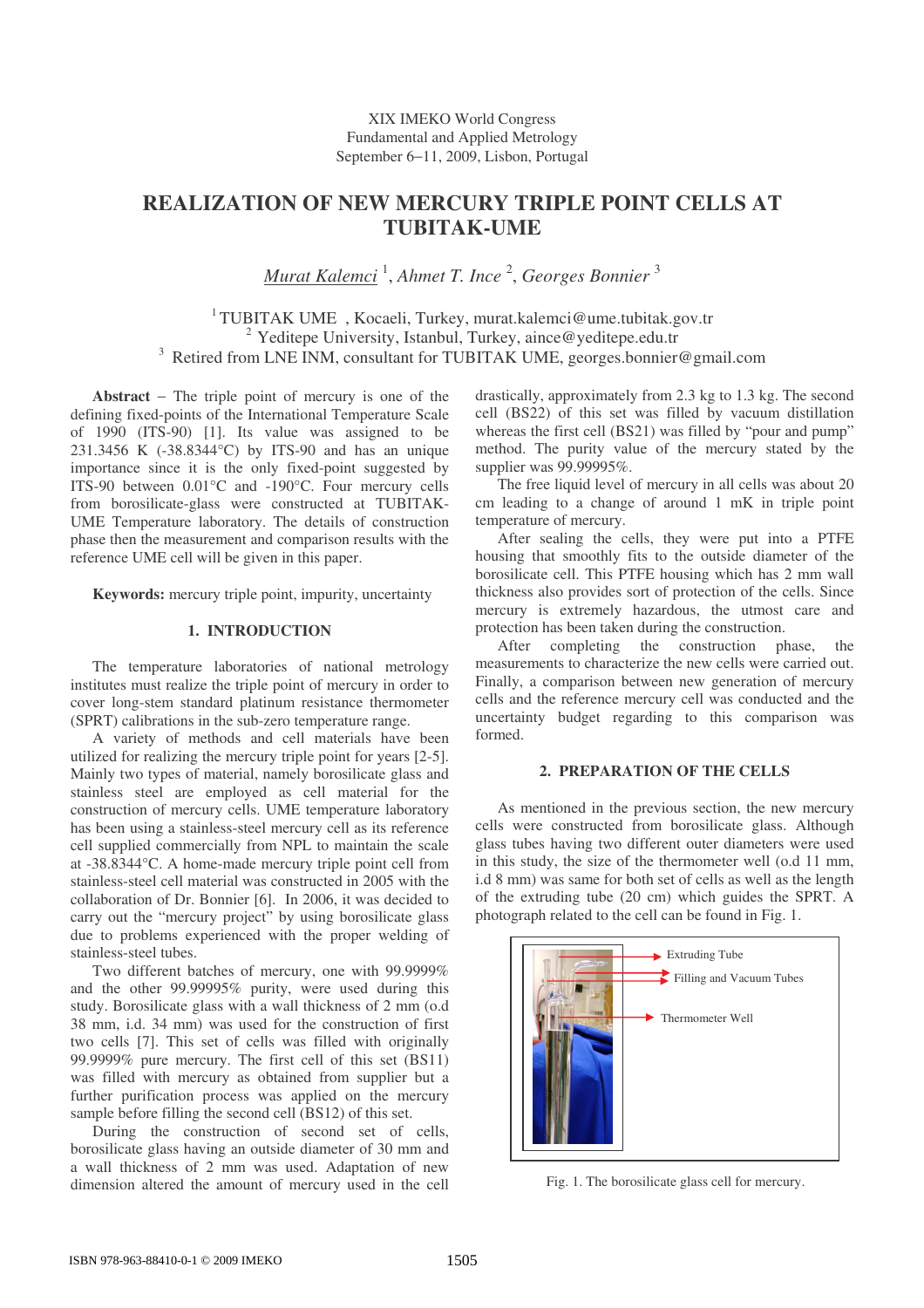XIX IMEKO World Congress
Fundamental and Applied Metrology
September 6−11, 2009, Lisbon, Portugal

# REALIZATION OF NEW MERCURY TRIPLE POINT CELLS AT TUBITAK-UME

*Murat Kalemci* [1], *Ahmet T. Ince* [2], *Georges Bonnier* [3]

[1] TUBITAK UME , Kocaeli, Turkey, murat.kalemci@ume.tubitak.gov.tr
[2] Yeditepe University, Istanbul, Turkey, aince@yeditepe.edu.tr
[3] Retired from LNE INM, consultant for TUBITAK UME, georges.bonnier@gmail.com

**Abstract** − The triple point of mercury is one of the defining fixed-points of the International Temperature Scale of 1990 (ITS-90) [1]. Its value was assigned to be 231.3456 K (-38.8344°C) by ITS-90 and has an unique importance since it is the only fixed-point suggested by ITS-90 between 0.01°C and -190°C. Four mercury cells from borosilicate-glass were constructed at TUBITAK-UME Temperature laboratory. The details of construction phase then the measurement and comparison results with the reference UME cell will be given in this paper.

**Keywords:** mercury triple point, impurity, uncertainty

## 1. INTRODUCTION

The temperature laboratories of national metrology institutes must realize the triple point of mercury in order to cover long-stem standard platinum resistance thermometer (SPRT) calibrations in the sub-zero temperature range.

A variety of methods and cell materials have been utilized for realizing the mercury triple point for years [2-5]. Mainly two types of material, namely borosilicate glass and stainless steel are employed as cell material for the construction of mercury cells. UME temperature laboratory has been using a stainless-steel mercury cell as its reference cell supplied commercially from NPL to maintain the scale at -38.8344°C. A home-made mercury triple point cell from stainless-steel cell material was constructed in 2005 with the collaboration of Dr. Bonnier [6]. In 2006, it was decided to carry out the "mercury project" by using borosilicate glass due to problems experienced with the proper welding of stainless-steel tubes.

Two different batches of mercury, one with 99.9999% and the other 99.99995% purity, were used during this study. Borosilicate glass with a wall thickness of 2 mm (o.d 38 mm, i.d. 34 mm) was used for the construction of first two cells [7]. This set of cells was filled with originally 99.9999% pure mercury. The first cell of this set (BS11) was filled with mercury as obtained from supplier but a further purification process was applied on the mercury sample before filling the second cell (BS12) of this set.

During the construction of second set of cells, borosilicate glass having an outside diameter of 30 mm and a wall thickness of 2 mm was used. Adaptation of new dimension altered the amount of mercury used in the cell drastically, approximately from 2.3 kg to 1.3 kg. The second cell (BS22) of this set was filled by vacuum distillation whereas the first cell (BS21) was filled by "pour and pump" method. The purity value of the mercury stated by the supplier was 99.99995%.

The free liquid level of mercury in all cells was about 20 cm leading to a change of around 1 mK in triple point temperature of mercury.

After sealing the cells, they were put into a PTFE housing that smoothly fits to the outside diameter of the borosilicate cell. This PTFE housing which has 2 mm wall thickness also provides sort of protection of the cells. Since mercury is extremely hazardous, the utmost care and protection has been taken during the construction.

After completing the construction phase, the measurements to characterize the new cells were carried out. Finally, a comparison between new generation of mercury cells and the reference mercury cell was conducted and the uncertainty budget regarding to this comparison was formed.

## 2. PREPARATION OF THE CELLS

As mentioned in the previous section, the new mercury cells were constructed from borosilicate glass. Although glass tubes having two different outer diameters were used in this study, the size of the thermometer well (o.d 11 mm, i.d 8 mm) was same for both set of cells as well as the length of the extruding tube (20 cm) which guides the SPRT. A photograph related to the cell can be found in Fig. 1.

Extruding Tube
Filling and Vacuum Tubes
Thermometer Well

Fig. 1. The borosilicate glass cell for mercury.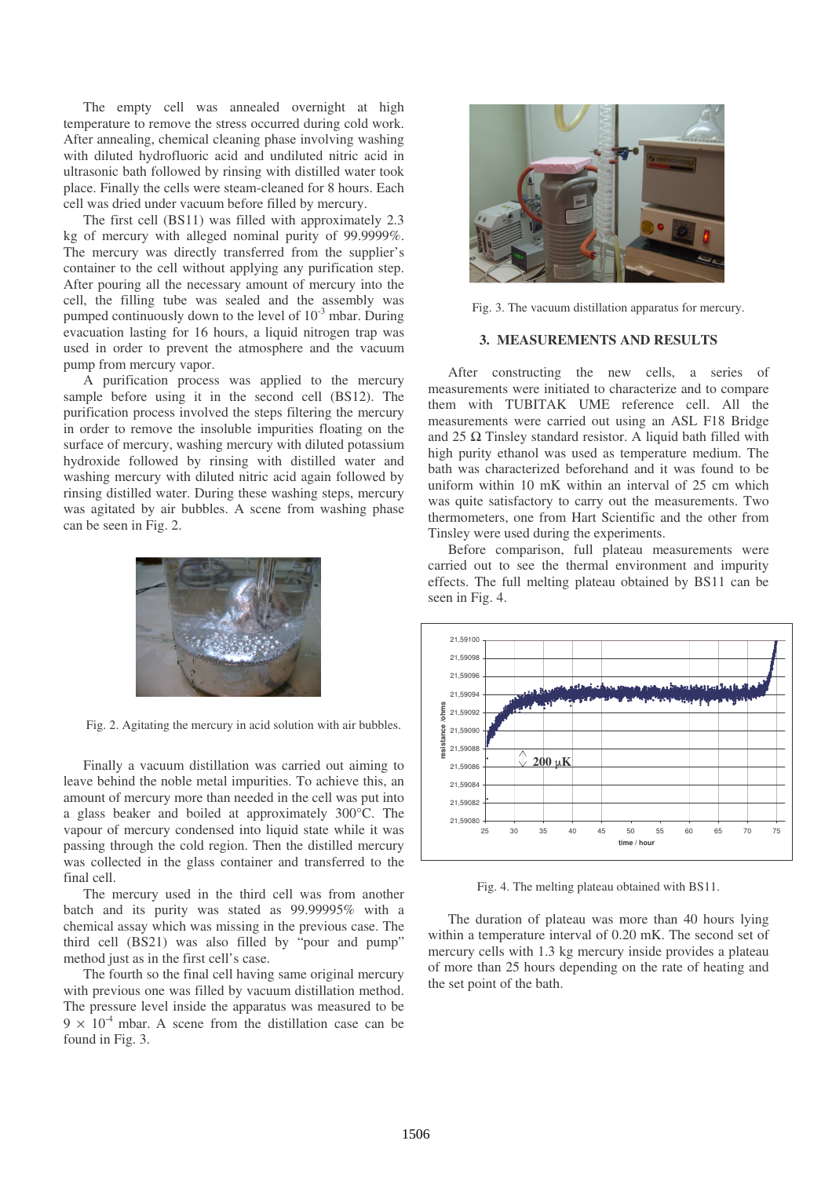The empty cell was annealed overnight at high temperature to remove the stress occurred during cold work. After annealing, chemical cleaning phase involving washing with diluted hydrofluoric acid and undiluted nitric acid in ultrasonic bath followed by rinsing with distilled water took place. Finally the cells were steam-cleaned for 8 hours. Each cell was dried under vacuum before filled by mercury.

The first cell (BS11) was filled with approximately 2.3 kg of mercury with alleged nominal purity of 99.9999%. The mercury was directly transferred from the supplier's container to the cell without applying any purification step. After pouring all the necessary amount of mercury into the cell, the filling tube was sealed and the assembly was pumped continuously down to the level of $10^{-3}$ mbar. During evacuation lasting for 16 hours, a liquid nitrogen trap was used in order to prevent the atmosphere and the vacuum pump from mercury vapor.

A purification process was applied to the mercury sample before using it in the second cell (BS12). The purification process involved the steps filtering the mercury in order to remove the insoluble impurities floating on the surface of mercury, washing mercury with diluted potassium hydroxide followed by rinsing with distilled water and washing mercury with diluted nitric acid again followed by rinsing distilled water. During these washing steps, mercury was agitated by air bubbles. A scene from washing phase can be seen in Fig. 2.

Fig. 2. Agitating the mercury in acid solution with air bubbles.

Finally a vacuum distillation was carried out aiming to leave behind the noble metal impurities. To achieve this, an amount of mercury more than needed in the cell was put into a glass beaker and boiled at approximately 300°C. The vapour of mercury condensed into liquid state while it was passing through the cold region. Then the distilled mercury was collected in the glass container and transferred to the final cell.

The mercury used in the third cell was from another batch and its purity was stated as 99.99995% with a chemical assay which was missing in the previous case. The third cell (BS21) was also filled by "pour and pump" method just as in the first cell's case.

The fourth so the final cell having same original mercury with previous one was filled by vacuum distillation method. The pressure level inside the apparatus was measured to be $9 \times 10^{-4}$ mbar. A scene from the distillation case can be found in Fig. 3.

Fig. 3. The vacuum distillation apparatus for mercury.

## 3. MEASUREMENTS AND RESULTS

After constructing the new cells, a series of measurements were initiated to characterize and to compare them with TUBITAK UME reference cell. All the measurements were carried out using an ASL F18 Bridge and 25 Ω Tinsley standard resistor. A liquid bath filled with high purity ethanol was used as temperature medium. The bath was characterized beforehand and it was found to be uniform within 10 mK within an interval of 25 cm which was quite satisfactory to carry out the measurements. Two thermometers, one from Hart Scientific and the other from Tinsley were used during the experiments.

Before comparison, full plateau measurements were carried out to see the thermal environment and impurity effects. The full melting plateau obtained by BS11 can be seen in Fig. 4.

Fig. 4. The melting plateau obtained with BS11.

The duration of plateau was more than 40 hours lying within a temperature interval of 0.20 mK. The second set of mercury cells with 1.3 kg mercury inside provides a plateau of more than 25 hours depending on the rate of heating and the set point of the bath.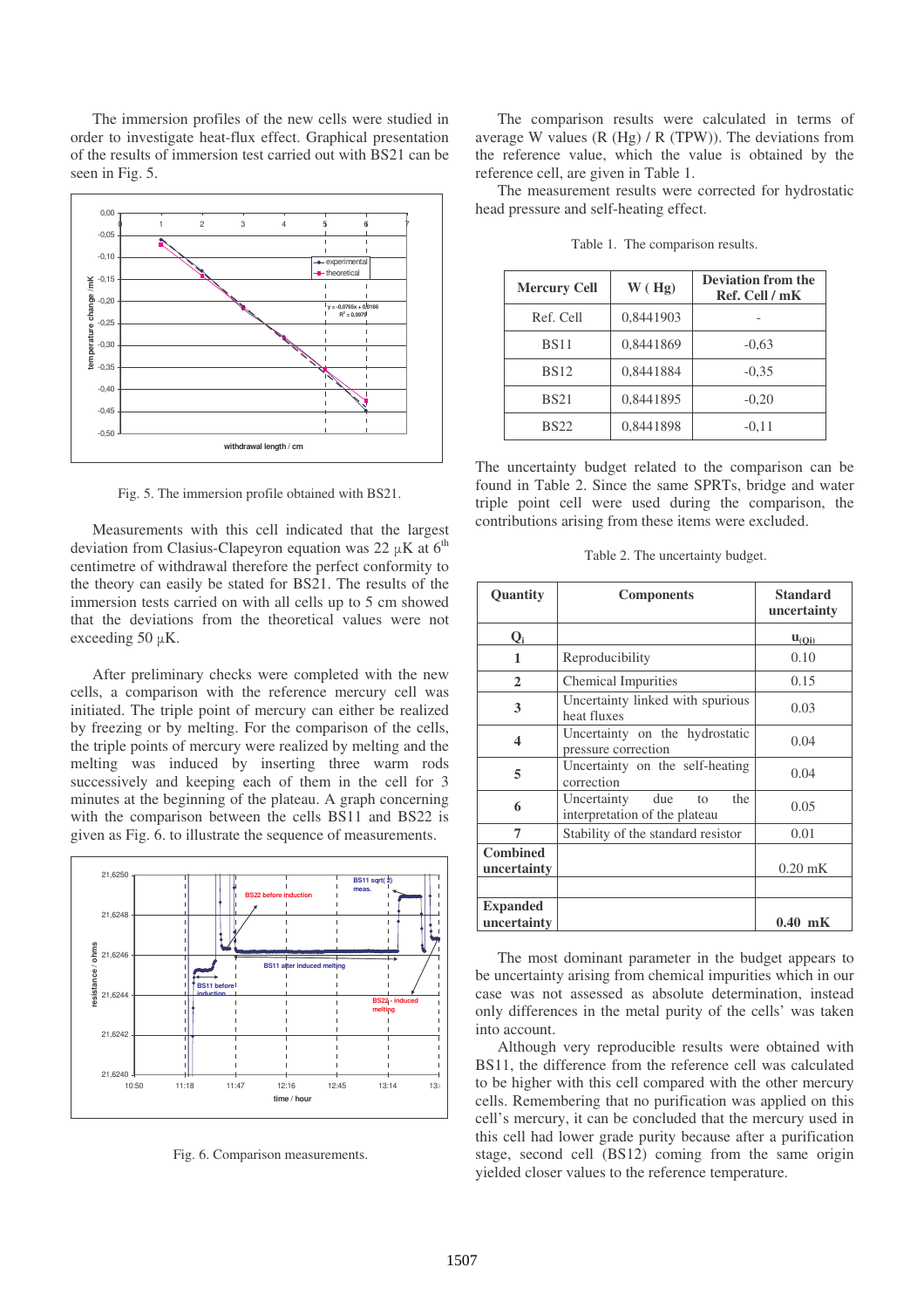The immersion profiles of the new cells were studied in order to investigate heat-flux effect. Graphical presentation of the results of immersion test carried out with BS21 can be seen in Fig. 5.

Fig. 5. The immersion profile obtained with BS21.

Measurements with this cell indicated that the largest deviation from Clasius-Clapeyron equation was 22 μK at 6[th] centimetre of withdrawal therefore the perfect conformity to the theory can easily be stated for BS21. The results of the immersion tests carried on with all cells up to 5 cm showed that the deviations from the theoretical values were not exceeding 50 μK.

After preliminary checks were completed with the new cells, a comparison with the reference mercury cell was initiated. The triple point of mercury can either be realized by freezing or by melting. For the comparison of the cells, the triple points of mercury were realized by melting and the melting was induced by inserting three warm rods successively and keeping each of them in the cell for 3 minutes at the beginning of the plateau. A graph concerning with the comparison between the cells BS11 and BS22 is given as Fig. 6. to illustrate the sequence of measurements.

Fig. 6. Comparison measurements.

The comparison results were calculated in terms of average W values (R (Hg) / R (TPW)). The deviations from the reference value, which the value is obtained by the reference cell, are given in Table 1.

The measurement results were corrected for hydrostatic head pressure and self-heating effect.

Table 1. The comparison results.

| Mercury Cell | W ( Hg) | Deviation from the Ref. Cell / mK |
|---|---|---|
| Ref. Cell | 0,8441903 | - |
| BS11 | 0,8441869 | -0,63 |
| BS12 | 0,8441884 | -0,35 |
| BS21 | 0,8441895 | -0,20 |
| BS22 | 0,8441898 | -0,11 |

The uncertainty budget related to the comparison can be found in Table 2. Since the same SPRTs, bridge and water triple point cell were used during the comparison, the contributions arising from these items were excluded.

Table 2. The uncertainty budget.

| Quantity | Components | Standard uncertainty |
|---|---|---|
| $Q_i$ | | $u_{(Qi)}$ |
| 1 | Reproducibility | 0.10 |
| 2 | Chemical Impurities | 0.15 |
| 3 | Uncertainty linked with spurious heat fluxes | 0.03 |
| 4 | Uncertainty on the hydrostatic pressure correction | 0.04 |
| 5 | Uncertainty on the self-heating correction | 0.04 |
| 6 | Uncertainty due to the interpretation of the plateau | 0.05 |
| 7 | Stability of the standard resistor | 0.01 |
| **Combined uncertainty** | | 0.20 mK |
| | | |
| **Expanded uncertainty** | | **0.40 mK** |

The most dominant parameter in the budget appears to be uncertainty arising from chemical impurities which in our case was not assessed as absolute determination, instead only differences in the metal purity of the cells' was taken into account.

Although very reproducible results were obtained with BS11, the difference from the reference cell was calculated to be higher with this cell compared with the other mercury cells. Remembering that no purification was applied on this cell's mercury, it can be concluded that the mercury used in this cell had lower grade purity because after a purification stage, second cell (BS12) coming from the same origin yielded closer values to the reference temperature.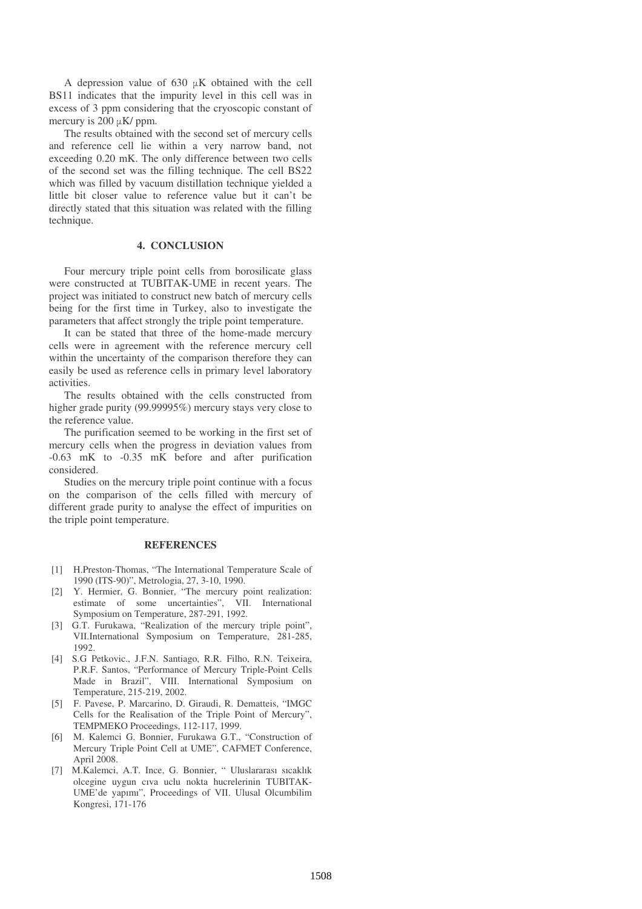A depression value of 630 μK obtained with the cell BS11 indicates that the impurity level in this cell was in excess of 3 ppm considering that the cryoscopic constant of mercury is 200 μK/ ppm.

The results obtained with the second set of mercury cells and reference cell lie within a very narrow band, not exceeding 0.20 mK. The only difference between two cells of the second set was the filling technique. The cell BS22 which was filled by vacuum distillation technique yielded a little bit closer value to reference value but it can't be directly stated that this situation was related with the filling technique.

## 4. CONCLUSION

Four mercury triple point cells from borosilicate glass were constructed at TUBITAK-UME in recent years. The project was initiated to construct new batch of mercury cells being for the first time in Turkey, also to investigate the parameters that affect strongly the triple point temperature.

It can be stated that three of the home-made mercury cells were in agreement with the reference mercury cell within the uncertainty of the comparison therefore they can easily be used as reference cells in primary level laboratory activities.

The results obtained with the cells constructed from higher grade purity (99.99995%) mercury stays very close to the reference value.

The purification seemed to be working in the first set of mercury cells when the progress in deviation values from -0.63 mK to -0.35 mK before and after purification considered.

Studies on the mercury triple point continue with a focus on the comparison of the cells filled with mercury of different grade purity to analyse the effect of impurities on the triple point temperature.

## REFERENCES

[1] H.Preston-Thomas, "The International Temperature Scale of 1990 (ITS-90)", Metrologia, 27, 3-10, 1990.

[2] Y. Hermier, G. Bonnier, "The mercury point realization: estimate of some uncertainties", VII. International Symposium on Temperature, 287-291, 1992.

[3] G.T. Furukawa, "Realization of the mercury triple point", VII.International Symposium on Temperature, 281-285, 1992.

[4] S.G Petkovic., J.F.N. Santiago, R.R. Filho, R.N. Teixeira, P.R.F. Santos, "Performance of Mercury Triple-Point Cells Made in Brazil", VIII. International Symposium on Temperature, 215-219, 2002.

[5] F. Pavese, P. Marcarino, D. Giraudi, R. Dematteis, "IMGC Cells for the Realisation of the Triple Point of Mercury", TEMPMEKO Proceedings, 112-117, 1999.

[6] M. Kalemci G. Bonnier, Furukawa G.T., "Construction of Mercury Triple Point Cell at UME", CAFMET Conference, April 2008.

[7] M.Kalemci, A.T. Ince, G. Bonnier, " Uluslararası sıcaklık olcegine uygun cıva uclu nokta hucrelerinin TUBITAK-UME'de yapımı", Proceedings of VII. Ulusal Olcumbilim Kongresi, 171-176